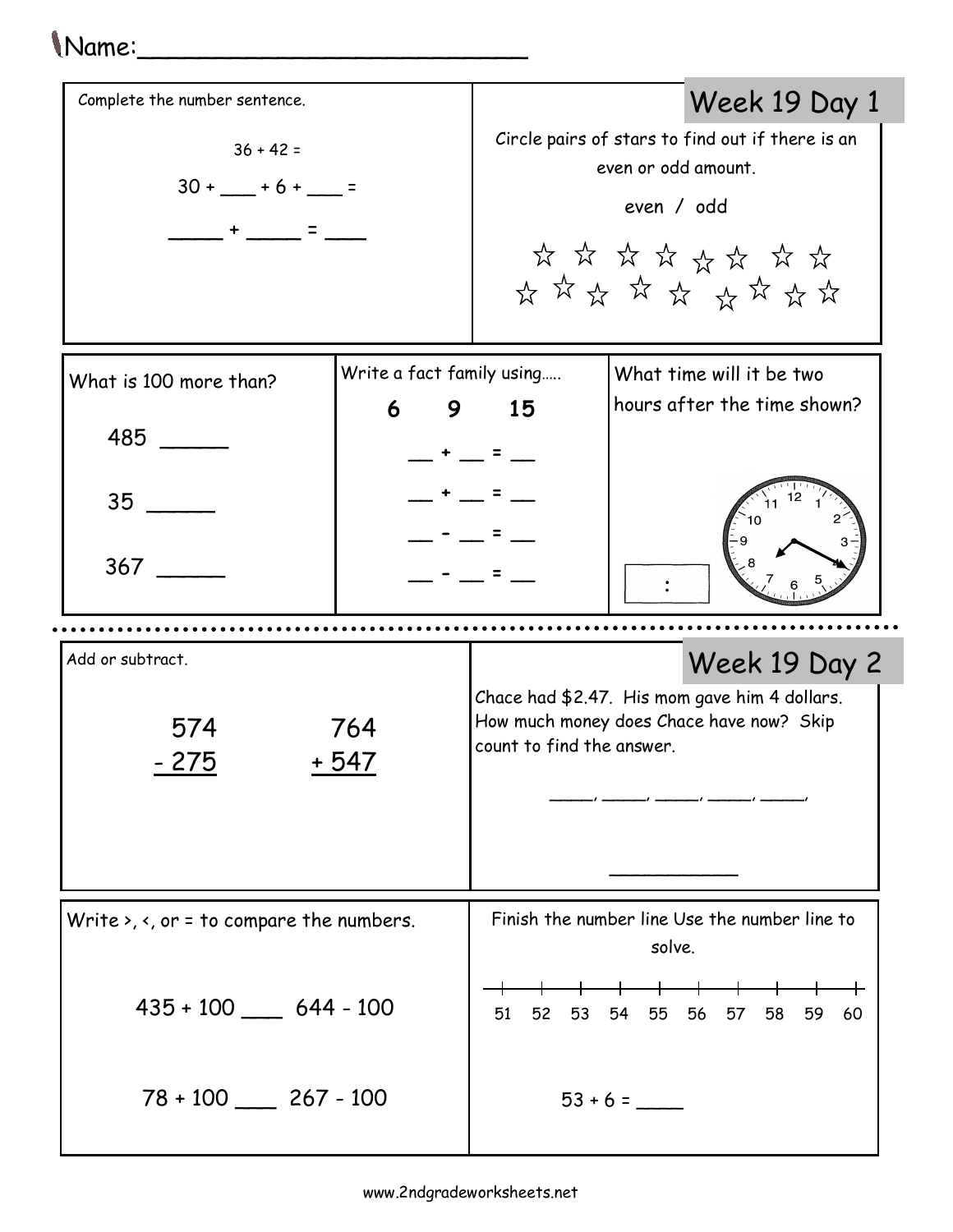Name:_________________________

## Week 19 Day 1

Complete the number sentence.

36 + 42 =

30 + ___ + 6 + ___ =

_____ + _____ = ____

Circle pairs of stars to find out if there is an even or odd amount.

even / odd

☆ ☆ ☆ ☆ ☆ ☆ ☆ ☆
☆ ☆ ☆ ☆ ☆ ☆ ☆ ☆ ☆

What is 100 more than?

485 ______

35 ______

367 ______

Write a fact family using.....

**6 9 15**

__ + __ = __

__ + __ = __

__ - __ = __

__ - __ = __

What time will it be two hours after the time shown?

[ : ]

---

## Week 19 Day 2

Add or subtract.

```
  574      764
- 275    + 547
```

Chace had $2.47. His mom gave him 4 dollars. How much money does Chace have now? Skip count to find the answer.

_____, _____, _____, _____, _____,

___________

Write >, <, or = to compare the numbers.

435 + 100 ____ 644 - 100

78 + 100 ____ 267 - 100

Finish the number line Use the number line to solve.

51 52 53 54 55 56 57 58 59 60

53 + 6 = ____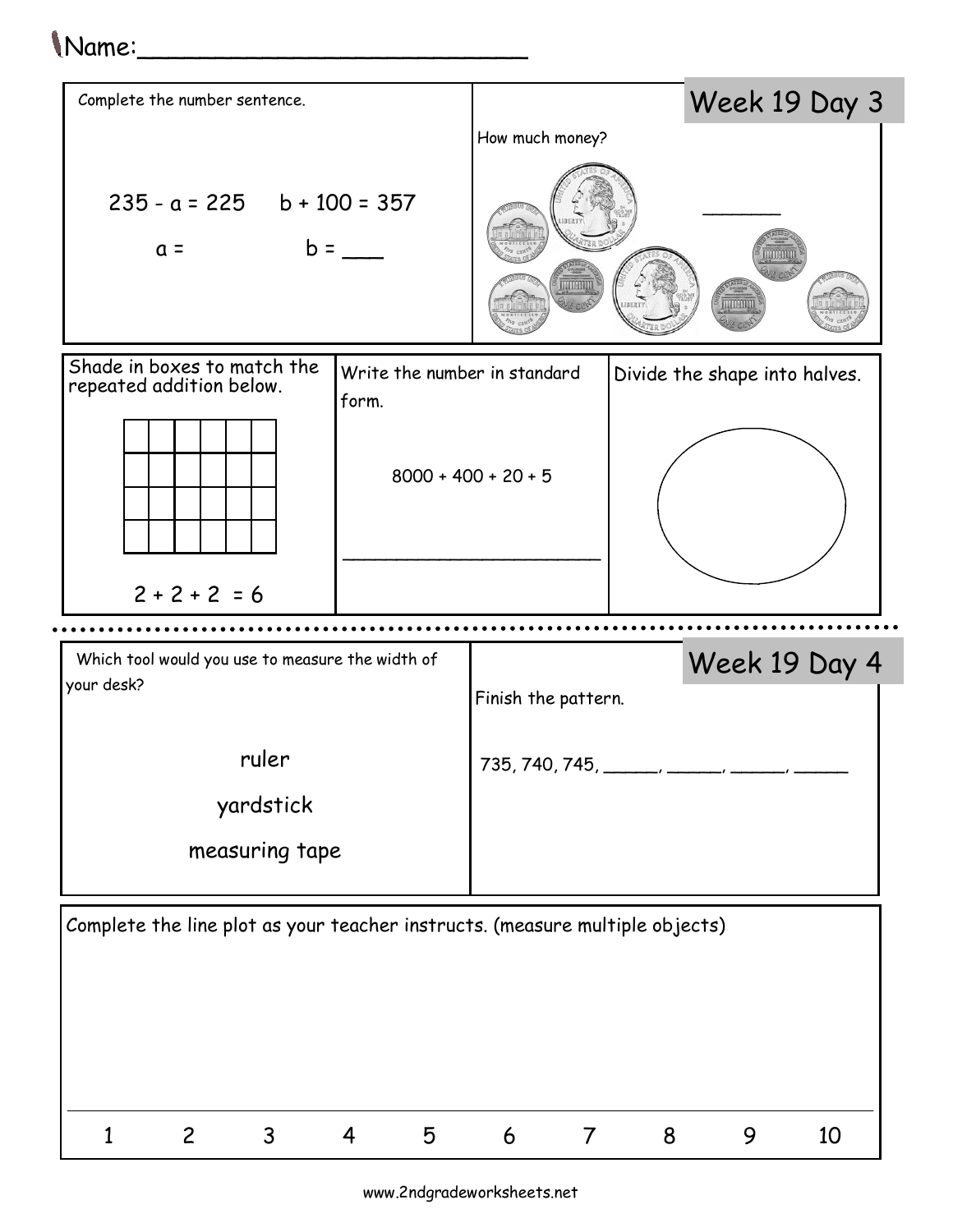Name:___________________________

## Week 19 Day 3

Complete the number sentence.

$235 - a = 225$    $b + 100 = 357$

a =    b = ___

How much money?

______

Shade in boxes to match the repeated addition below.

$2 + 2 + 2 = 6$

Write the number in standard form.

$8000 + 400 + 20 + 5$

________________________

Divide the shape into halves.

## Week 19 Day 4

Which tool would you use to measure the width of your desk?

ruler

yardstick

measuring tape

Finish the pattern.

735, 740, 745, _____, _____, _____, _____

Complete the line plot as your teacher instructs. (measure multiple objects)

1 2 3 4 5 6 7 8 9 10

www.2ndgradeworksheets.net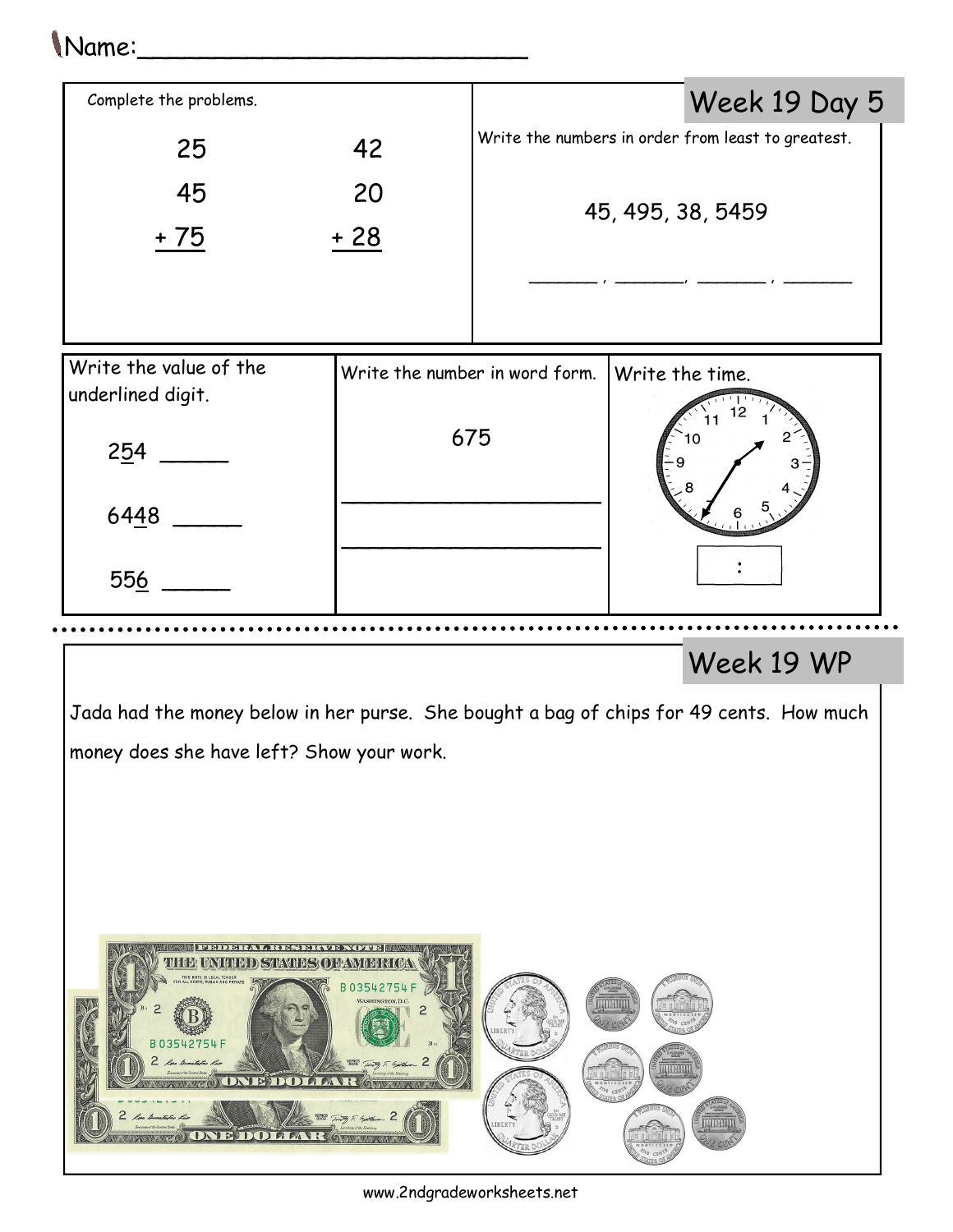Name:________________________

## Week 19 Day 5

Complete the problems.

```
  25        42
  45        20
+ 75      + 28
```

Write the numbers in order from least to greatest.

45, 495, 38, 5459

______ , ______, ______ , ______

Write the value of the underlined digit.

2<u>5</u>4 _____

64<u>4</u>8 _____

55<u>6</u> _____

Write the number in word form.

675

____________________

____________________

Write the time.

:

## Week 19 WP

Jada had the money below in her purse. She bought a bag of chips for 49 cents. How much money does she have left? Show your work.

www.2ndgradeworksheets.net